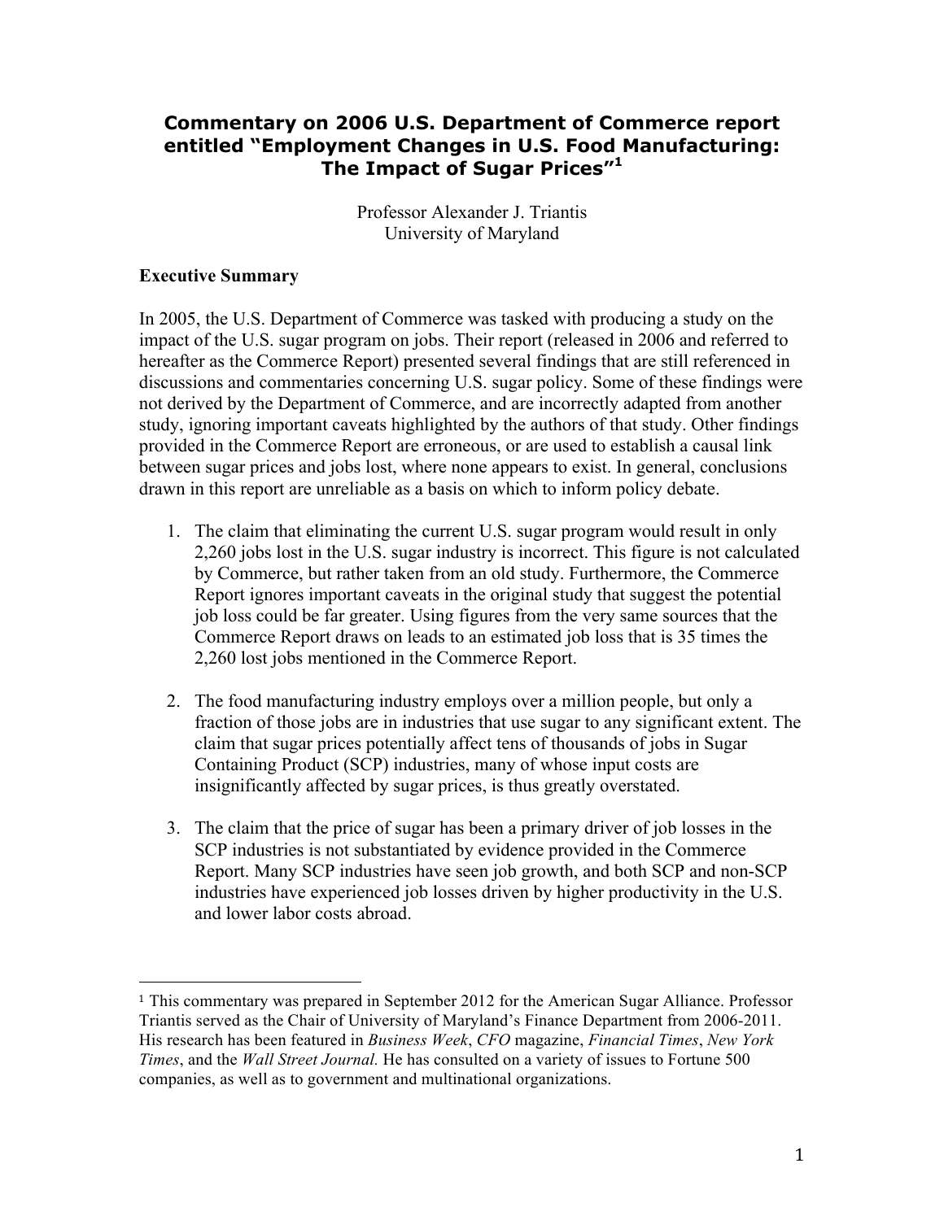# Commentary on 2006 U.S. Department of Commerce report entitled "Employment Changes in U.S. Food Manufacturing: The Impact of Sugar Prices"[1]

Professor Alexander J. Triantis
University of Maryland

## Executive Summary

In 2005, the U.S. Department of Commerce was tasked with producing a study on the impact of the U.S. sugar program on jobs. Their report (released in 2006 and referred to hereafter as the Commerce Report) presented several findings that are still referenced in discussions and commentaries concerning U.S. sugar policy. Some of these findings were not derived by the Department of Commerce, and are incorrectly adapted from another study, ignoring important caveats highlighted by the authors of that study. Other findings provided in the Commerce Report are erroneous, or are used to establish a causal link between sugar prices and jobs lost, where none appears to exist. In general, conclusions drawn in this report are unreliable as a basis on which to inform policy debate.

1. The claim that eliminating the current U.S. sugar program would result in only 2,260 jobs lost in the U.S. sugar industry is incorrect. This figure is not calculated by Commerce, but rather taken from an old study. Furthermore, the Commerce Report ignores important caveats in the original study that suggest the potential job loss could be far greater. Using figures from the very same sources that the Commerce Report draws on leads to an estimated job loss that is 35 times the 2,260 lost jobs mentioned in the Commerce Report.

2. The food manufacturing industry employs over a million people, but only a fraction of those jobs are in industries that use sugar to any significant extent. The claim that sugar prices potentially affect tens of thousands of jobs in Sugar Containing Product (SCP) industries, many of whose input costs are insignificantly affected by sugar prices, is thus greatly overstated.

3. The claim that the price of sugar has been a primary driver of job losses in the SCP industries is not substantiated by evidence provided in the Commerce Report. Many SCP industries have seen job growth, and both SCP and non-SCP industries have experienced job losses driven by higher productivity in the U.S. and lower labor costs abroad.

---

[1] This commentary was prepared in September 2012 for the American Sugar Alliance. Professor Triantis served as the Chair of University of Maryland's Finance Department from 2006-2011. His research has been featured in *Business Week*, *CFO* magazine, *Financial Times*, *New York Times*, and the *Wall Street Journal.* He has consulted on a variety of issues to Fortune 500 companies, as well as to government and multinational organizations.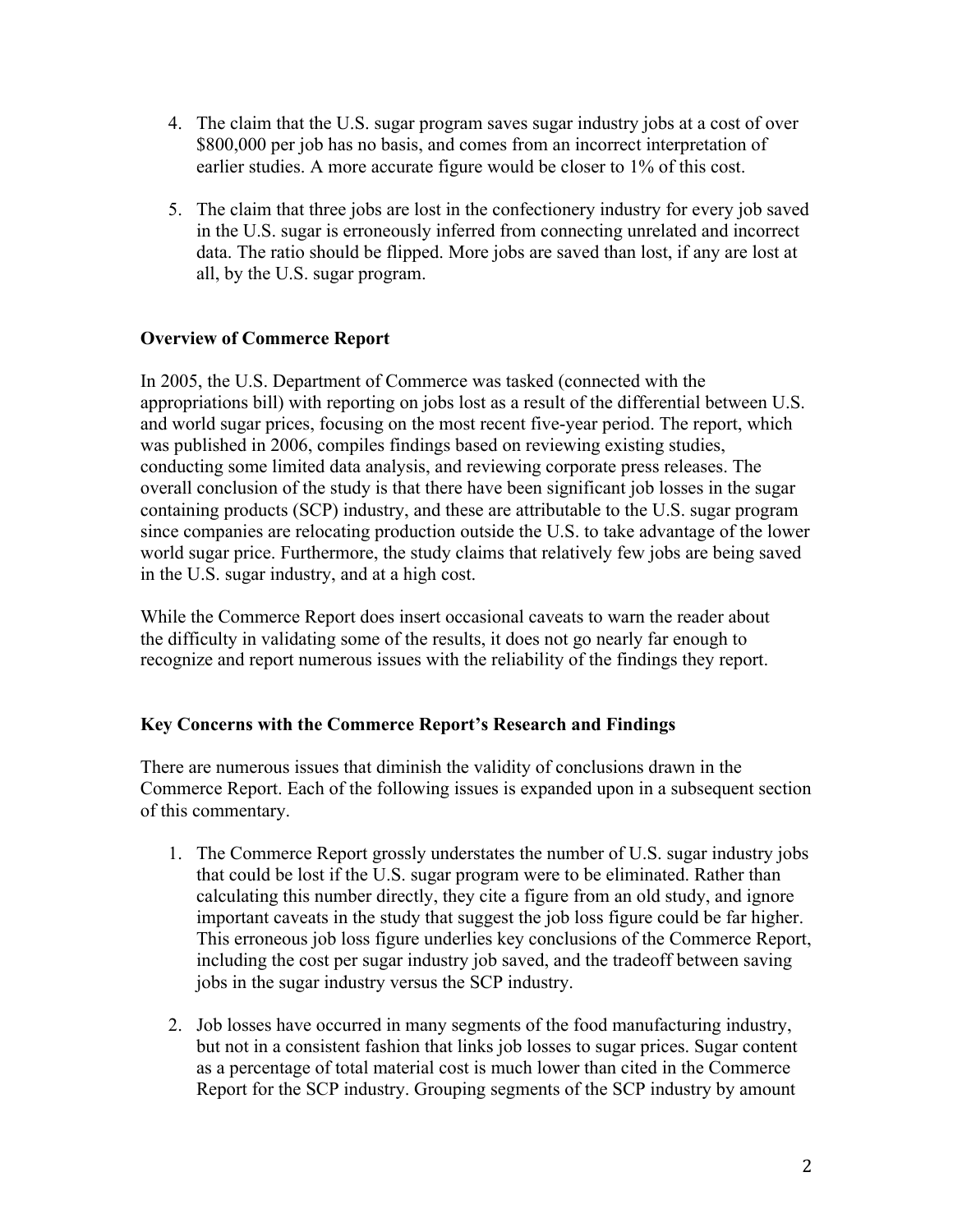4. The claim that the U.S. sugar program saves sugar industry jobs at a cost of over $800,000 per job has no basis, and comes from an incorrect interpretation of earlier studies. A more accurate figure would be closer to 1% of this cost.

5. The claim that three jobs are lost in the confectionery industry for every job saved in the U.S. sugar is erroneously inferred from connecting unrelated and incorrect data. The ratio should be flipped. More jobs are saved than lost, if any are lost at all, by the U.S. sugar program.

**Overview of Commerce Report**

In 2005, the U.S. Department of Commerce was tasked (connected with the appropriations bill) with reporting on jobs lost as a result of the differential between U.S. and world sugar prices, focusing on the most recent five-year period. The report, which was published in 2006, compiles findings based on reviewing existing studies, conducting some limited data analysis, and reviewing corporate press releases. The overall conclusion of the study is that there have been significant job losses in the sugar containing products (SCP) industry, and these are attributable to the U.S. sugar program since companies are relocating production outside the U.S. to take advantage of the lower world sugar price. Furthermore, the study claims that relatively few jobs are being saved in the U.S. sugar industry, and at a high cost.

While the Commerce Report does insert occasional caveats to warn the reader about the difficulty in validating some of the results, it does not go nearly far enough to recognize and report numerous issues with the reliability of the findings they report.

**Key Concerns with the Commerce Report's Research and Findings**

There are numerous issues that diminish the validity of conclusions drawn in the Commerce Report. Each of the following issues is expanded upon in a subsequent section of this commentary.

1. The Commerce Report grossly understates the number of U.S. sugar industry jobs that could be lost if the U.S. sugar program were to be eliminated. Rather than calculating this number directly, they cite a figure from an old study, and ignore important caveats in the study that suggest the job loss figure could be far higher. This erroneous job loss figure underlies key conclusions of the Commerce Report, including the cost per sugar industry job saved, and the tradeoff between saving jobs in the sugar industry versus the SCP industry.

2. Job losses have occurred in many segments of the food manufacturing industry, but not in a consistent fashion that links job losses to sugar prices. Sugar content as a percentage of total material cost is much lower than cited in the Commerce Report for the SCP industry. Grouping segments of the SCP industry by amount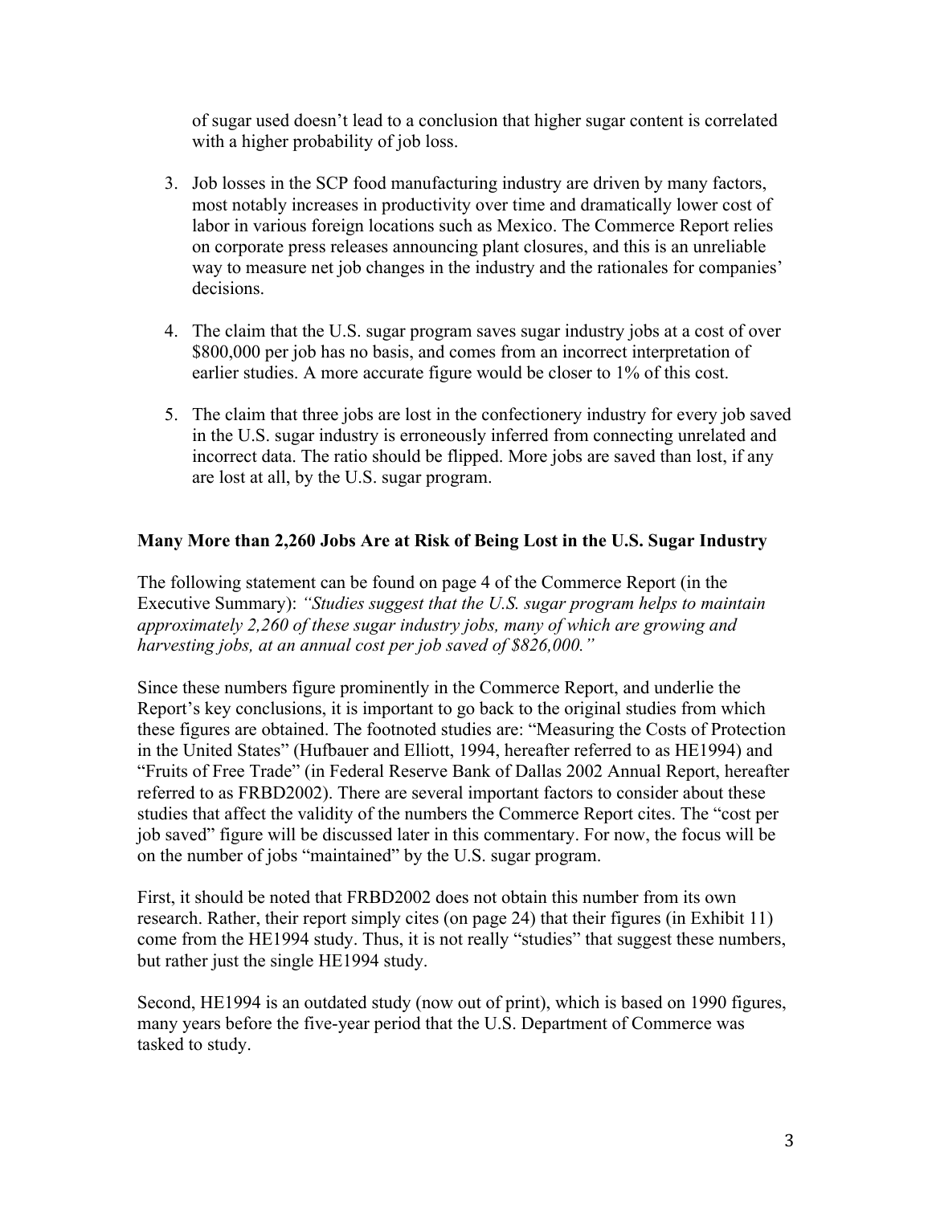of sugar used doesn't lead to a conclusion that higher sugar content is correlated with a higher probability of job loss.

3. Job losses in the SCP food manufacturing industry are driven by many factors, most notably increases in productivity over time and dramatically lower cost of labor in various foreign locations such as Mexico. The Commerce Report relies on corporate press releases announcing plant closures, and this is an unreliable way to measure net job changes in the industry and the rationales for companies' decisions.

4. The claim that the U.S. sugar program saves sugar industry jobs at a cost of over $800,000 per job has no basis, and comes from an incorrect interpretation of earlier studies. A more accurate figure would be closer to 1% of this cost.

5. The claim that three jobs are lost in the confectionery industry for every job saved in the U.S. sugar industry is erroneously inferred from connecting unrelated and incorrect data. The ratio should be flipped. More jobs are saved than lost, if any are lost at all, by the U.S. sugar program.

**Many More than 2,260 Jobs Are at Risk of Being Lost in the U.S. Sugar Industry**

The following statement can be found on page 4 of the Commerce Report (in the Executive Summary): *"Studies suggest that the U.S. sugar program helps to maintain approximately 2,260 of these sugar industry jobs, many of which are growing and harvesting jobs, at an annual cost per job saved of $826,000."*

Since these numbers figure prominently in the Commerce Report, and underlie the Report's key conclusions, it is important to go back to the original studies from which these figures are obtained. The footnoted studies are: "Measuring the Costs of Protection in the United States" (Hufbauer and Elliott, 1994, hereafter referred to as HE1994) and "Fruits of Free Trade" (in Federal Reserve Bank of Dallas 2002 Annual Report, hereafter referred to as FRBD2002). There are several important factors to consider about these studies that affect the validity of the numbers the Commerce Report cites. The "cost per job saved" figure will be discussed later in this commentary. For now, the focus will be on the number of jobs "maintained" by the U.S. sugar program.

First, it should be noted that FRBD2002 does not obtain this number from its own research. Rather, their report simply cites (on page 24) that their figures (in Exhibit 11) come from the HE1994 study. Thus, it is not really "studies" that suggest these numbers, but rather just the single HE1994 study.

Second, HE1994 is an outdated study (now out of print), which is based on 1990 figures, many years before the five-year period that the U.S. Department of Commerce was tasked to study.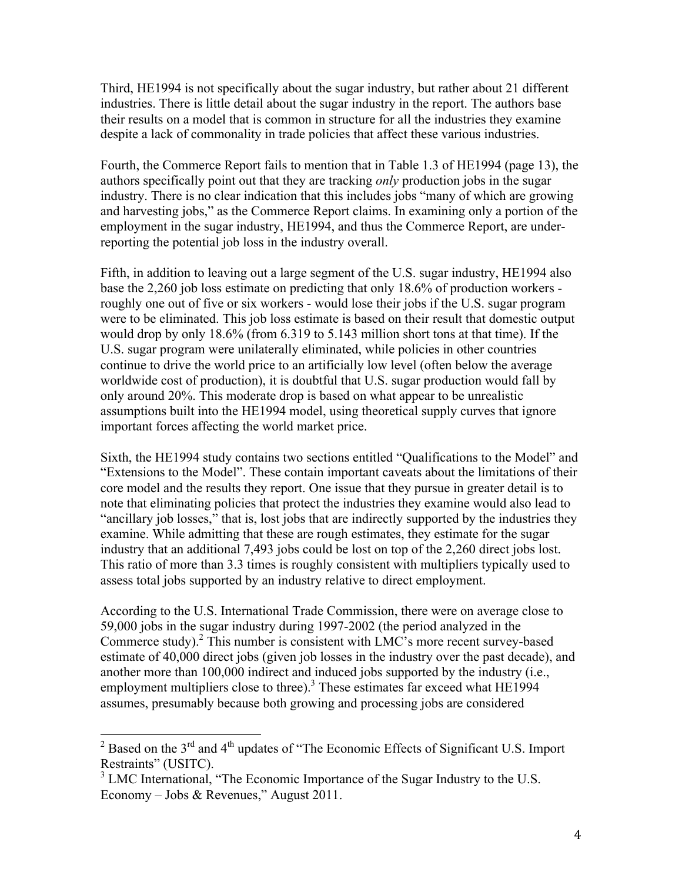Third, HE1994 is not specifically about the sugar industry, but rather about 21 different industries. There is little detail about the sugar industry in the report. The authors base their results on a model that is common in structure for all the industries they examine despite a lack of commonality in trade policies that affect these various industries.

Fourth, the Commerce Report fails to mention that in Table 1.3 of HE1994 (page 13), the authors specifically point out that they are tracking *only* production jobs in the sugar industry. There is no clear indication that this includes jobs "many of which are growing and harvesting jobs," as the Commerce Report claims. In examining only a portion of the employment in the sugar industry, HE1994, and thus the Commerce Report, are under-reporting the potential job loss in the industry overall.

Fifth, in addition to leaving out a large segment of the U.S. sugar industry, HE1994 also base the 2,260 job loss estimate on predicting that only 18.6% of production workers - roughly one out of five or six workers - would lose their jobs if the U.S. sugar program were to be eliminated. This job loss estimate is based on their result that domestic output would drop by only 18.6% (from 6.319 to 5.143 million short tons at that time). If the U.S. sugar program were unilaterally eliminated, while policies in other countries continue to drive the world price to an artificially low level (often below the average worldwide cost of production), it is doubtful that U.S. sugar production would fall by only around 20%. This moderate drop is based on what appear to be unrealistic assumptions built into the HE1994 model, using theoretical supply curves that ignore important forces affecting the world market price.

Sixth, the HE1994 study contains two sections entitled "Qualifications to the Model" and "Extensions to the Model". These contain important caveats about the limitations of their core model and the results they report. One issue that they pursue in greater detail is to note that eliminating policies that protect the industries they examine would also lead to "ancillary job losses," that is, lost jobs that are indirectly supported by the industries they examine. While admitting that these are rough estimates, they estimate for the sugar industry that an additional 7,493 jobs could be lost on top of the 2,260 direct jobs lost. This ratio of more than 3.3 times is roughly consistent with multipliers typically used to assess total jobs supported by an industry relative to direct employment.

According to the U.S. International Trade Commission, there were on average close to 59,000 jobs in the sugar industry during 1997-2002 (the period analyzed in the Commerce study).[2] This number is consistent with LMC's more recent survey-based estimate of 40,000 direct jobs (given job losses in the industry over the past decade), and another more than 100,000 indirect and induced jobs supported by the industry (i.e., employment multipliers close to three).[3] These estimates far exceed what HE1994 assumes, presumably because both growing and processing jobs are considered

---

[2] Based on the 3rd and 4th updates of "The Economic Effects of Significant U.S. Import Restraints" (USITC).

[3] LMC International, "The Economic Importance of the Sugar Industry to the U.S. Economy – Jobs & Revenues," August 2011.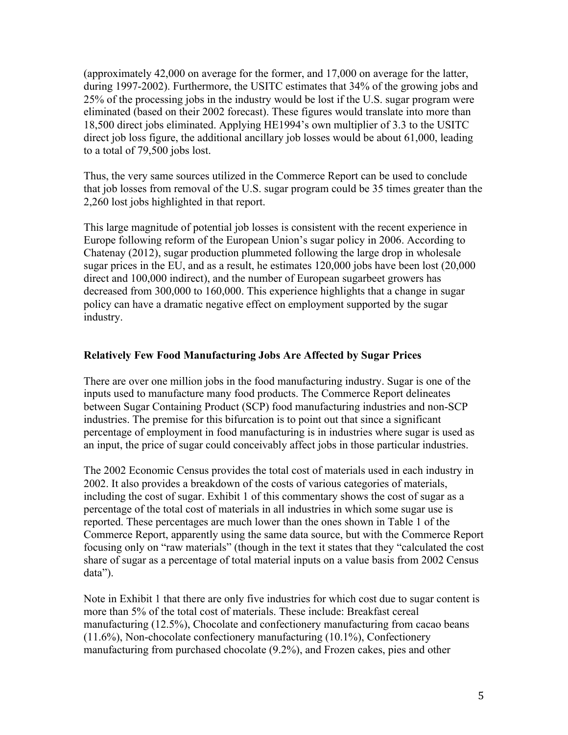(approximately 42,000 on average for the former, and 17,000 on average for the latter, during 1997-2002). Furthermore, the USITC estimates that 34% of the growing jobs and 25% of the processing jobs in the industry would be lost if the U.S. sugar program were eliminated (based on their 2002 forecast). These figures would translate into more than 18,500 direct jobs eliminated. Applying HE1994's own multiplier of 3.3 to the USITC direct job loss figure, the additional ancillary job losses would be about 61,000, leading to a total of 79,500 jobs lost.

Thus, the very same sources utilized in the Commerce Report can be used to conclude that job losses from removal of the U.S. sugar program could be 35 times greater than the 2,260 lost jobs highlighted in that report.

This large magnitude of potential job losses is consistent with the recent experience in Europe following reform of the European Union's sugar policy in 2006. According to Chatenay (2012), sugar production plummeted following the large drop in wholesale sugar prices in the EU, and as a result, he estimates 120,000 jobs have been lost (20,000 direct and 100,000 indirect), and the number of European sugarbeet growers has decreased from 300,000 to 160,000. This experience highlights that a change in sugar policy can have a dramatic negative effect on employment supported by the sugar industry.

## Relatively Few Food Manufacturing Jobs Are Affected by Sugar Prices

There are over one million jobs in the food manufacturing industry. Sugar is one of the inputs used to manufacture many food products. The Commerce Report delineates between Sugar Containing Product (SCP) food manufacturing industries and non-SCP industries. The premise for this bifurcation is to point out that since a significant percentage of employment in food manufacturing is in industries where sugar is used as an input, the price of sugar could conceivably affect jobs in those particular industries.

The 2002 Economic Census provides the total cost of materials used in each industry in 2002. It also provides a breakdown of the costs of various categories of materials, including the cost of sugar. Exhibit 1 of this commentary shows the cost of sugar as a percentage of the total cost of materials in all industries in which some sugar use is reported. These percentages are much lower than the ones shown in Table 1 of the Commerce Report, apparently using the same data source, but with the Commerce Report focusing only on "raw materials" (though in the text it states that they "calculated the cost share of sugar as a percentage of total material inputs on a value basis from 2002 Census data").

Note in Exhibit 1 that there are only five industries for which cost due to sugar content is more than 5% of the total cost of materials. These include: Breakfast cereal manufacturing (12.5%), Chocolate and confectionery manufacturing from cacao beans (11.6%), Non-chocolate confectionery manufacturing (10.1%), Confectionery manufacturing from purchased chocolate (9.2%), and Frozen cakes, pies and other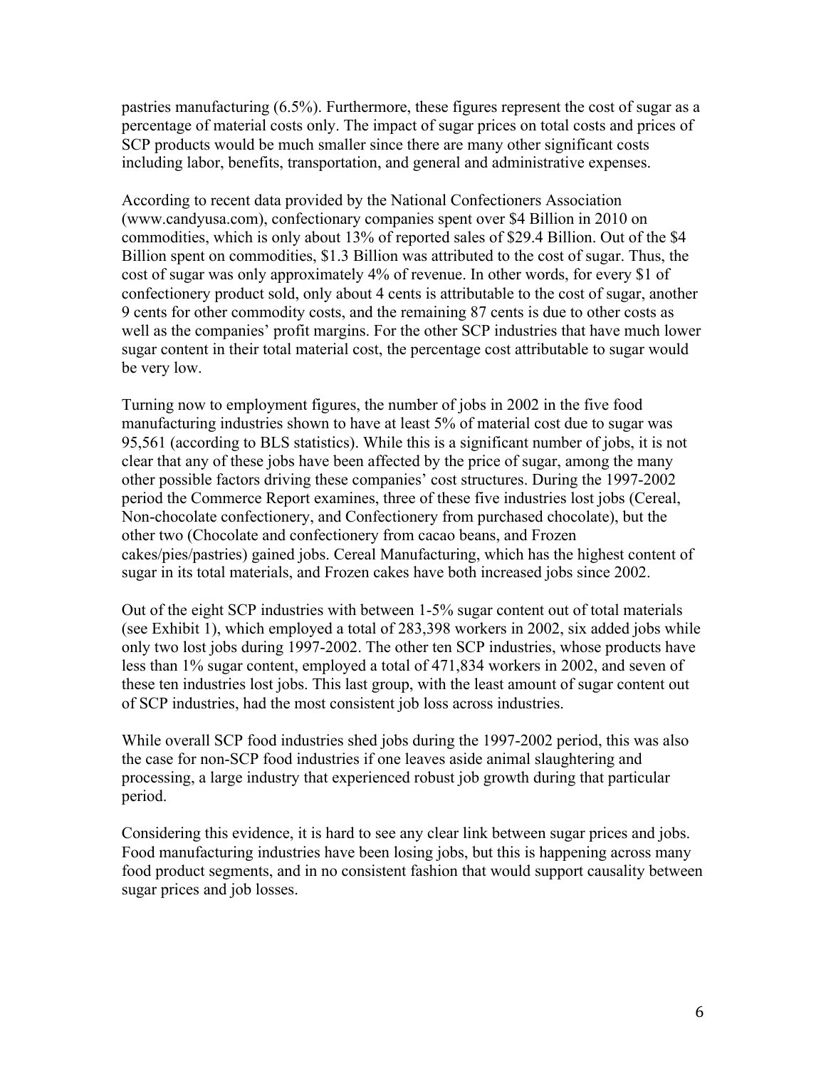pastries manufacturing (6.5%). Furthermore, these figures represent the cost of sugar as a percentage of material costs only. The impact of sugar prices on total costs and prices of SCP products would be much smaller since there are many other significant costs including labor, benefits, transportation, and general and administrative expenses.

According to recent data provided by the National Confectioners Association (www.candyusa.com), confectionary companies spent over $4 Billion in 2010 on commodities, which is only about 13% of reported sales of $29.4 Billion. Out of the $4 Billion spent on commodities, $1.3 Billion was attributed to the cost of sugar. Thus, the cost of sugar was only approximately 4% of revenue. In other words, for every $1 of confectionery product sold, only about 4 cents is attributable to the cost of sugar, another 9 cents for other commodity costs, and the remaining 87 cents is due to other costs as well as the companies' profit margins. For the other SCP industries that have much lower sugar content in their total material cost, the percentage cost attributable to sugar would be very low.

Turning now to employment figures, the number of jobs in 2002 in the five food manufacturing industries shown to have at least 5% of material cost due to sugar was 95,561 (according to BLS statistics). While this is a significant number of jobs, it is not clear that any of these jobs have been affected by the price of sugar, among the many other possible factors driving these companies' cost structures. During the 1997-2002 period the Commerce Report examines, three of these five industries lost jobs (Cereal, Non-chocolate confectionery, and Confectionery from purchased chocolate), but the other two (Chocolate and confectionery from cacao beans, and Frozen cakes/pies/pastries) gained jobs. Cereal Manufacturing, which has the highest content of sugar in its total materials, and Frozen cakes have both increased jobs since 2002.

Out of the eight SCP industries with between 1-5% sugar content out of total materials (see Exhibit 1), which employed a total of 283,398 workers in 2002, six added jobs while only two lost jobs during 1997-2002. The other ten SCP industries, whose products have less than 1% sugar content, employed a total of 471,834 workers in 2002, and seven of these ten industries lost jobs. This last group, with the least amount of sugar content out of SCP industries, had the most consistent job loss across industries.

While overall SCP food industries shed jobs during the 1997-2002 period, this was also the case for non-SCP food industries if one leaves aside animal slaughtering and processing, a large industry that experienced robust job growth during that particular period.

Considering this evidence, it is hard to see any clear link between sugar prices and jobs. Food manufacturing industries have been losing jobs, but this is happening across many food product segments, and in no consistent fashion that would support causality between sugar prices and job losses.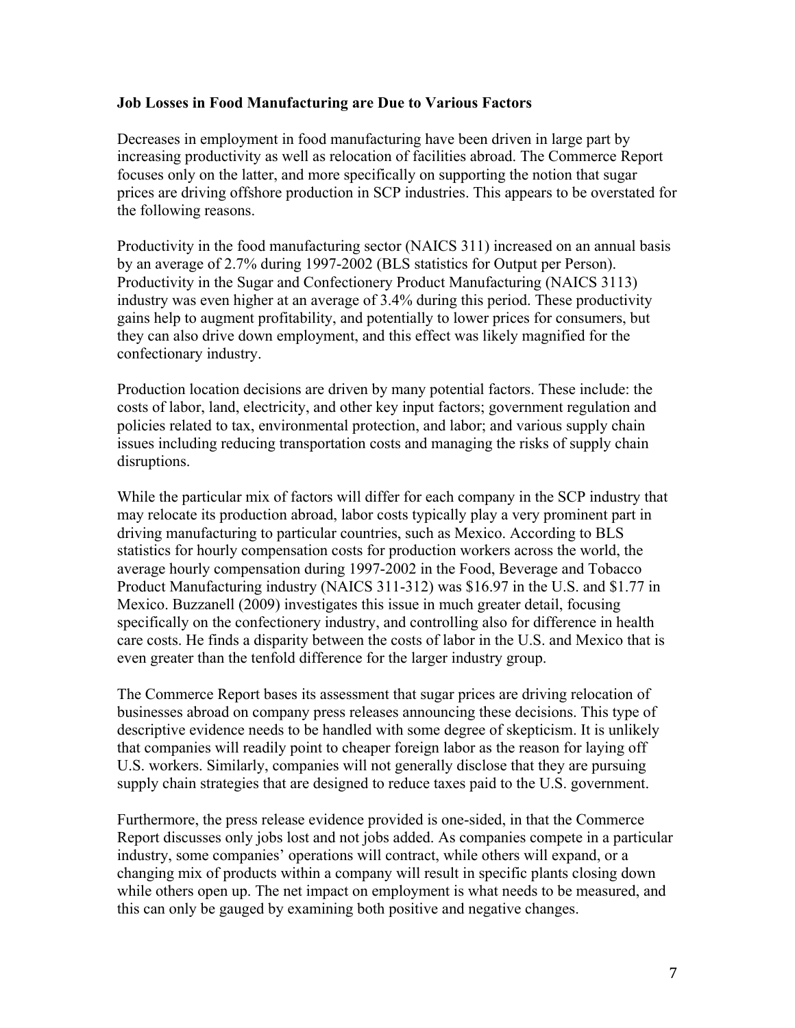**Job Losses in Food Manufacturing are Due to Various Factors**

Decreases in employment in food manufacturing have been driven in large part by increasing productivity as well as relocation of facilities abroad. The Commerce Report focuses only on the latter, and more specifically on supporting the notion that sugar prices are driving offshore production in SCP industries. This appears to be overstated for the following reasons.

Productivity in the food manufacturing sector (NAICS 311) increased on an annual basis by an average of 2.7% during 1997-2002 (BLS statistics for Output per Person). Productivity in the Sugar and Confectionery Product Manufacturing (NAICS 3113) industry was even higher at an average of 3.4% during this period. These productivity gains help to augment profitability, and potentially to lower prices for consumers, but they can also drive down employment, and this effect was likely magnified for the confectionary industry.

Production location decisions are driven by many potential factors. These include: the costs of labor, land, electricity, and other key input factors; government regulation and policies related to tax, environmental protection, and labor; and various supply chain issues including reducing transportation costs and managing the risks of supply chain disruptions.

While the particular mix of factors will differ for each company in the SCP industry that may relocate its production abroad, labor costs typically play a very prominent part in driving manufacturing to particular countries, such as Mexico. According to BLS statistics for hourly compensation costs for production workers across the world, the average hourly compensation during 1997-2002 in the Food, Beverage and Tobacco Product Manufacturing industry (NAICS 311-312) was $16.97 in the U.S. and $1.77 in Mexico. Buzzanell (2009) investigates this issue in much greater detail, focusing specifically on the confectionery industry, and controlling also for difference in health care costs. He finds a disparity between the costs of labor in the U.S. and Mexico that is even greater than the tenfold difference for the larger industry group.

The Commerce Report bases its assessment that sugar prices are driving relocation of businesses abroad on company press releases announcing these decisions. This type of descriptive evidence needs to be handled with some degree of skepticism. It is unlikely that companies will readily point to cheaper foreign labor as the reason for laying off U.S. workers. Similarly, companies will not generally disclose that they are pursuing supply chain strategies that are designed to reduce taxes paid to the U.S. government.

Furthermore, the press release evidence provided is one-sided, in that the Commerce Report discusses only jobs lost and not jobs added. As companies compete in a particular industry, some companies' operations will contract, while others will expand, or a changing mix of products within a company will result in specific plants closing down while others open up. The net impact on employment is what needs to be measured, and this can only be gauged by examining both positive and negative changes.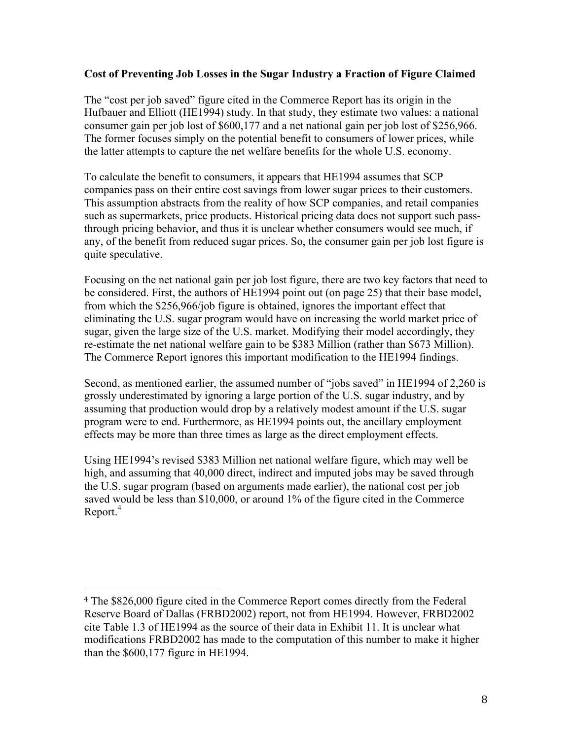**Cost of Preventing Job Losses in the Sugar Industry a Fraction of Figure Claimed**

The "cost per job saved" figure cited in the Commerce Report has its origin in the Hufbauer and Elliott (HE1994) study. In that study, they estimate two values: a national consumer gain per job lost of $600,177 and a net national gain per job lost of $256,966. The former focuses simply on the potential benefit to consumers of lower prices, while the latter attempts to capture the net welfare benefits for the whole U.S. economy.

To calculate the benefit to consumers, it appears that HE1994 assumes that SCP companies pass on their entire cost savings from lower sugar prices to their customers. This assumption abstracts from the reality of how SCP companies, and retail companies such as supermarkets, price products. Historical pricing data does not support such pass-through pricing behavior, and thus it is unclear whether consumers would see much, if any, of the benefit from reduced sugar prices. So, the consumer gain per job lost figure is quite speculative.

Focusing on the net national gain per job lost figure, there are two key factors that need to be considered. First, the authors of HE1994 point out (on page 25) that their base model, from which the $256,966/job figure is obtained, ignores the important effect that eliminating the U.S. sugar program would have on increasing the world market price of sugar, given the large size of the U.S. market. Modifying their model accordingly, they re-estimate the net national welfare gain to be $383 Million (rather than $673 Million). The Commerce Report ignores this important modification to the HE1994 findings.

Second, as mentioned earlier, the assumed number of "jobs saved" in HE1994 of 2,260 is grossly underestimated by ignoring a large portion of the U.S. sugar industry, and by assuming that production would drop by a relatively modest amount if the U.S. sugar program were to end. Furthermore, as HE1994 points out, the ancillary employment effects may be more than three times as large as the direct employment effects.

Using HE1994's revised $383 Million net national welfare figure, which may well be high, and assuming that 40,000 direct, indirect and imputed jobs may be saved through the U.S. sugar program (based on arguments made earlier), the national cost per job saved would be less than $10,000, or around 1% of the figure cited in the Commerce Report.[4]

---

[4] The $826,000 figure cited in the Commerce Report comes directly from the Federal Reserve Board of Dallas (FRBD2002) report, not from HE1994. However, FRBD2002 cite Table 1.3 of HE1994 as the source of their data in Exhibit 11. It is unclear what modifications FRBD2002 has made to the computation of this number to make it higher than the $600,177 figure in HE1994.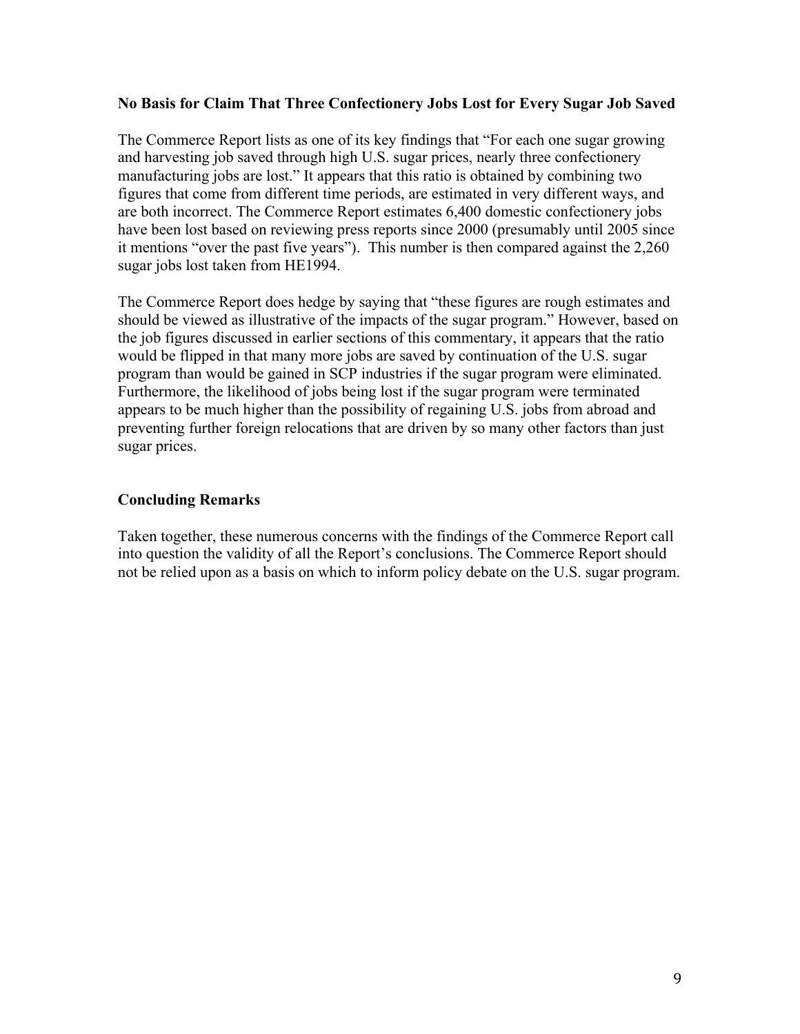### No Basis for Claim That Three Confectionery Jobs Lost for Every Sugar Job Saved

The Commerce Report lists as one of its key findings that "For each one sugar growing and harvesting job saved through high U.S. sugar prices, nearly three confectionery manufacturing jobs are lost." It appears that this ratio is obtained by combining two figures that come from different time periods, are estimated in very different ways, and are both incorrect. The Commerce Report estimates 6,400 domestic confectionery jobs have been lost based on reviewing press reports since 2000 (presumably until 2005 since it mentions "over the past five years"). This number is then compared against the 2,260 sugar jobs lost taken from HE1994.

The Commerce Report does hedge by saying that "these figures are rough estimates and should be viewed as illustrative of the impacts of the sugar program." However, based on the job figures discussed in earlier sections of this commentary, it appears that the ratio would be flipped in that many more jobs are saved by continuation of the U.S. sugar program than would be gained in SCP industries if the sugar program were eliminated. Furthermore, the likelihood of jobs being lost if the sugar program were terminated appears to be much higher than the possibility of regaining U.S. jobs from abroad and preventing further foreign relocations that are driven by so many other factors than just sugar prices.

### Concluding Remarks

Taken together, these numerous concerns with the findings of the Commerce Report call into question the validity of all the Report's conclusions. The Commerce Report should not be relied upon as a basis on which to inform policy debate on the U.S. sugar program.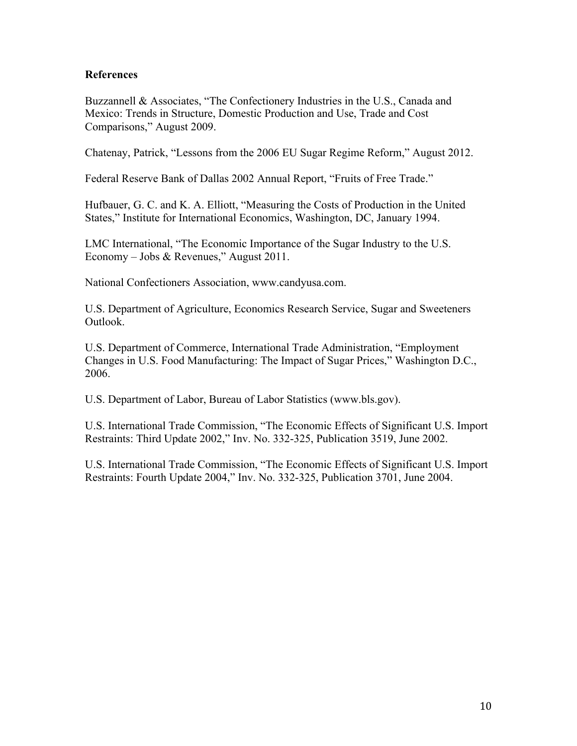**References**

Buzzannell & Associates, "The Confectionery Industries in the U.S., Canada and Mexico: Trends in Structure, Domestic Production and Use, Trade and Cost Comparisons," August 2009.

Chatenay, Patrick, "Lessons from the 2006 EU Sugar Regime Reform," August 2012.

Federal Reserve Bank of Dallas 2002 Annual Report, "Fruits of Free Trade."

Hufbauer, G. C. and K. A. Elliott, "Measuring the Costs of Production in the United States," Institute for International Economics, Washington, DC, January 1994.

LMC International, "The Economic Importance of the Sugar Industry to the U.S. Economy – Jobs & Revenues," August 2011.

National Confectioners Association, www.candyusa.com.

U.S. Department of Agriculture, Economics Research Service, Sugar and Sweeteners Outlook.

U.S. Department of Commerce, International Trade Administration, "Employment Changes in U.S. Food Manufacturing: The Impact of Sugar Prices," Washington D.C., 2006.

U.S. Department of Labor, Bureau of Labor Statistics (www.bls.gov).

U.S. International Trade Commission, "The Economic Effects of Significant U.S. Import Restraints: Third Update 2002," Inv. No. 332-325, Publication 3519, June 2002.

U.S. International Trade Commission, "The Economic Effects of Significant U.S. Import Restraints: Fourth Update 2004," Inv. No. 332-325, Publication 3701, June 2004.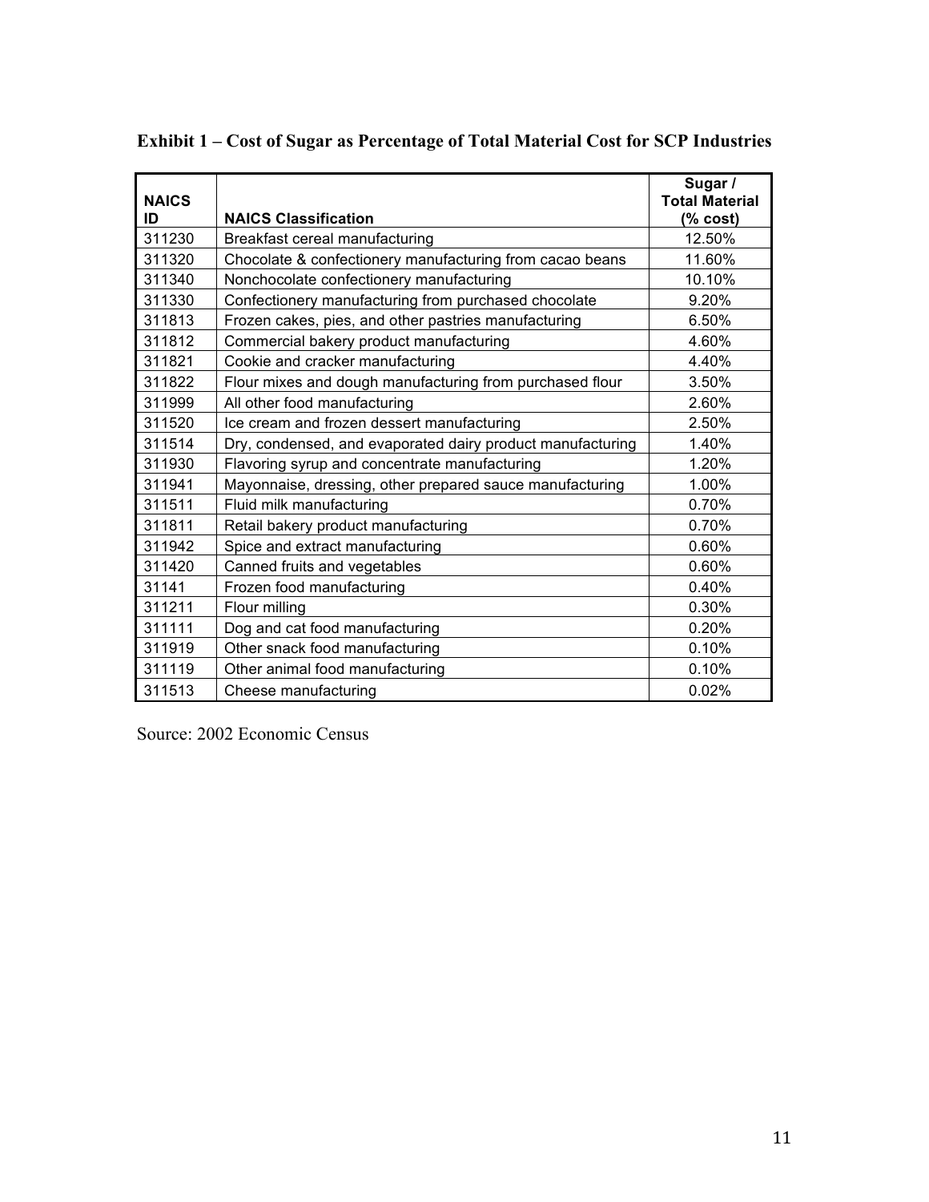**Exhibit 1 – Cost of Sugar as Percentage of Total Material Cost for SCP Industries**

| NAICS ID | NAICS Classification | Sugar / Total Material (% cost) |
|---|---|---|
| 311230 | Breakfast cereal manufacturing | 12.50% |
| 311320 | Chocolate & confectionery manufacturing from cacao beans | 11.60% |
| 311340 | Nonchocolate confectionery manufacturing | 10.10% |
| 311330 | Confectionery manufacturing from purchased chocolate | 9.20% |
| 311813 | Frozen cakes, pies, and other pastries manufacturing | 6.50% |
| 311812 | Commercial bakery product manufacturing | 4.60% |
| 311821 | Cookie and cracker manufacturing | 4.40% |
| 311822 | Flour mixes and dough manufacturing from purchased flour | 3.50% |
| 311999 | All other food manufacturing | 2.60% |
| 311520 | Ice cream and frozen dessert manufacturing | 2.50% |
| 311514 | Dry, condensed, and evaporated dairy product manufacturing | 1.40% |
| 311930 | Flavoring syrup and concentrate manufacturing | 1.20% |
| 311941 | Mayonnaise, dressing, other prepared sauce manufacturing | 1.00% |
| 311511 | Fluid milk manufacturing | 0.70% |
| 311811 | Retail bakery product manufacturing | 0.70% |
| 311942 | Spice and extract manufacturing | 0.60% |
| 311420 | Canned fruits and vegetables | 0.60% |
| 31141 | Frozen food manufacturing | 0.40% |
| 311211 | Flour milling | 0.30% |
| 311111 | Dog and cat food manufacturing | 0.20% |
| 311919 | Other snack food manufacturing | 0.10% |
| 311119 | Other animal food manufacturing | 0.10% |
| 311513 | Cheese manufacturing | 0.02% |

Source: 2002 Economic Census